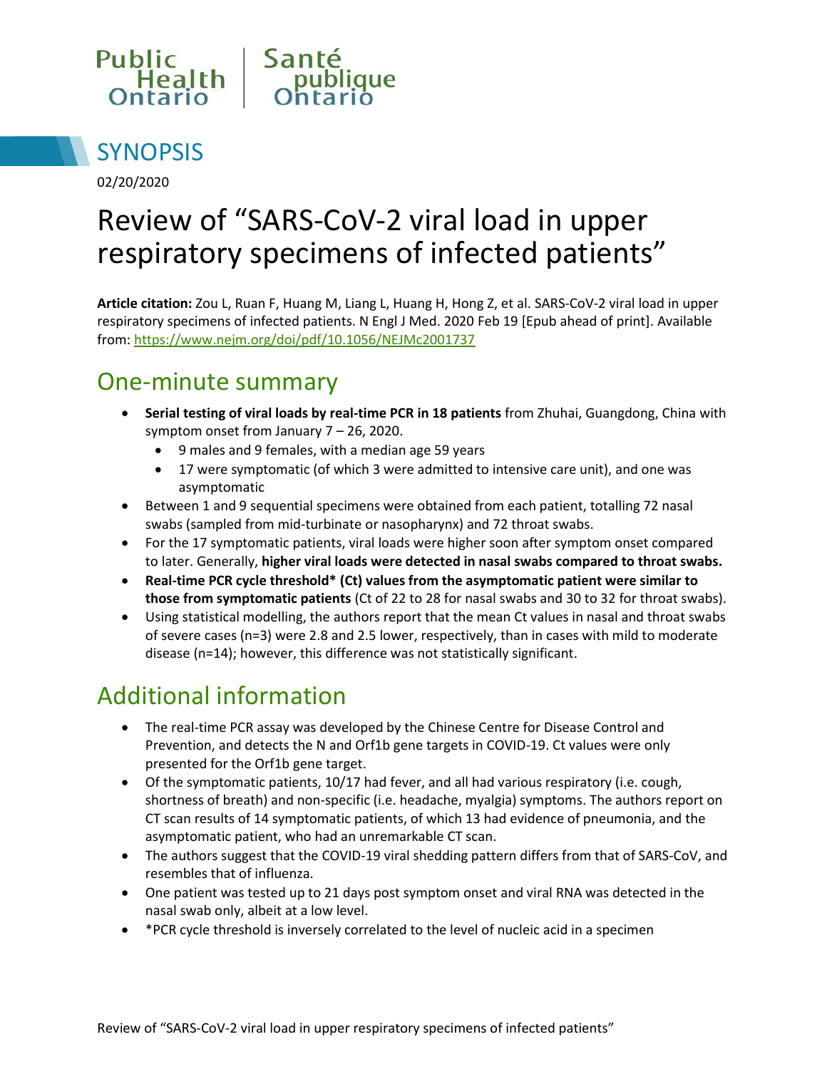Public Health Ontario | Santé publique Ontario

# SYNOPSIS

02/20/2020

# Review of "SARS-CoV-2 viral load in upper respiratory specimens of infected patients"

**Article citation:** Zou L, Ruan F, Huang M, Liang L, Huang H, Hong Z, et al. SARS-CoV-2 viral load in upper respiratory specimens of infected patients. N Engl J Med. 2020 Feb 19 [Epub ahead of print]. Available from: https://www.nejm.org/doi/pdf/10.1056/NEJMc2001737

## One-minute summary

- **Serial testing of viral loads by real-time PCR in 18 patients** from Zhuhai, Guangdong, China with symptom onset from January 7 – 26, 2020.
  - 9 males and 9 females, with a median age 59 years
  - 17 were symptomatic (of which 3 were admitted to intensive care unit), and one was asymptomatic
- Between 1 and 9 sequential specimens were obtained from each patient, totalling 72 nasal swabs (sampled from mid-turbinate or nasopharynx) and 72 throat swabs.
- For the 17 symptomatic patients, viral loads were higher soon after symptom onset compared to later. Generally, **higher viral loads were detected in nasal swabs compared to throat swabs.**
- **Real-time PCR cycle threshold* (Ct) values from the asymptomatic patient were similar to those from symptomatic patients** (Ct of 22 to 28 for nasal swabs and 30 to 32 for throat swabs).
- Using statistical modelling, the authors report that the mean Ct values in nasal and throat swabs of severe cases (n=3) were 2.8 and 2.5 lower, respectively, than in cases with mild to moderate disease (n=14); however, this difference was not statistically significant.

## Additional information

- The real-time PCR assay was developed by the Chinese Centre for Disease Control and Prevention, and detects the N and Orf1b gene targets in COVID-19. Ct values were only presented for the Orf1b gene target.
- Of the symptomatic patients, 10/17 had fever, and all had various respiratory (i.e. cough, shortness of breath) and non-specific (i.e. headache, myalgia) symptoms. The authors report on CT scan results of 14 symptomatic patients, of which 13 had evidence of pneumonia, and the asymptomatic patient, who had an unremarkable CT scan.
- The authors suggest that the COVID-19 viral shedding pattern differs from that of SARS-CoV, and resembles that of influenza.
- One patient was tested up to 21 days post symptom onset and viral RNA was detected in the nasal swab only, albeit at a low level.
- *PCR cycle threshold is inversely correlated to the level of nucleic acid in a specimen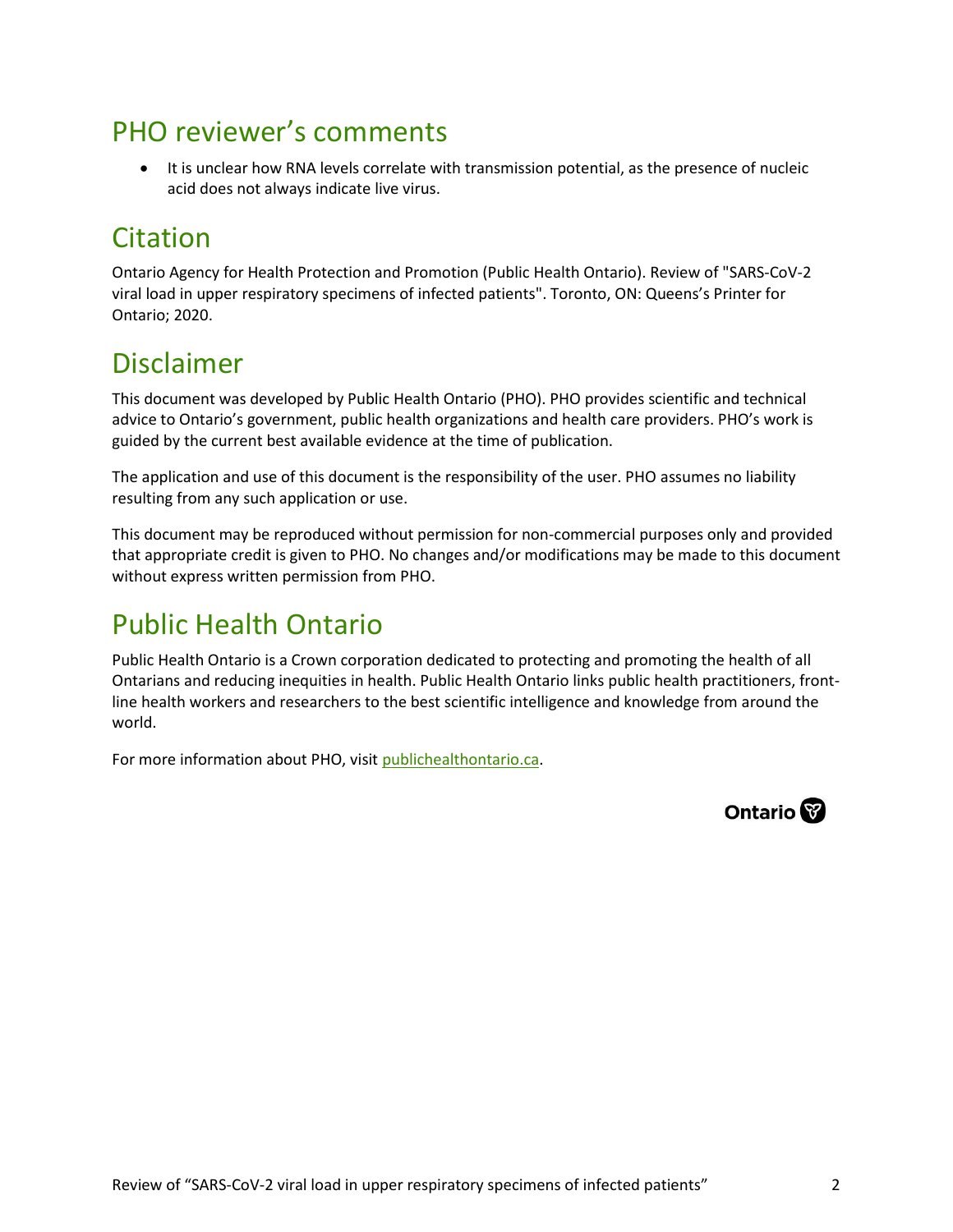## PHO reviewer's comments

- It is unclear how RNA levels correlate with transmission potential, as the presence of nucleic acid does not always indicate live virus.

## Citation

Ontario Agency for Health Protection and Promotion (Public Health Ontario). Review of "SARS-CoV-2 viral load in upper respiratory specimens of infected patients". Toronto, ON: Queens's Printer for Ontario; 2020.

## Disclaimer

This document was developed by Public Health Ontario (PHO). PHO provides scientific and technical advice to Ontario's government, public health organizations and health care providers. PHO's work is guided by the current best available evidence at the time of publication.

The application and use of this document is the responsibility of the user. PHO assumes no liability resulting from any such application or use.

This document may be reproduced without permission for non-commercial purposes only and provided that appropriate credit is given to PHO. No changes and/or modifications may be made to this document without express written permission from PHO.

## Public Health Ontario

Public Health Ontario is a Crown corporation dedicated to protecting and promoting the health of all Ontarians and reducing inequities in health. Public Health Ontario links public health practitioners, front-line health workers and researchers to the best scientific intelligence and knowledge from around the world.

For more information about PHO, visit publichealthontario.ca.

Ontario